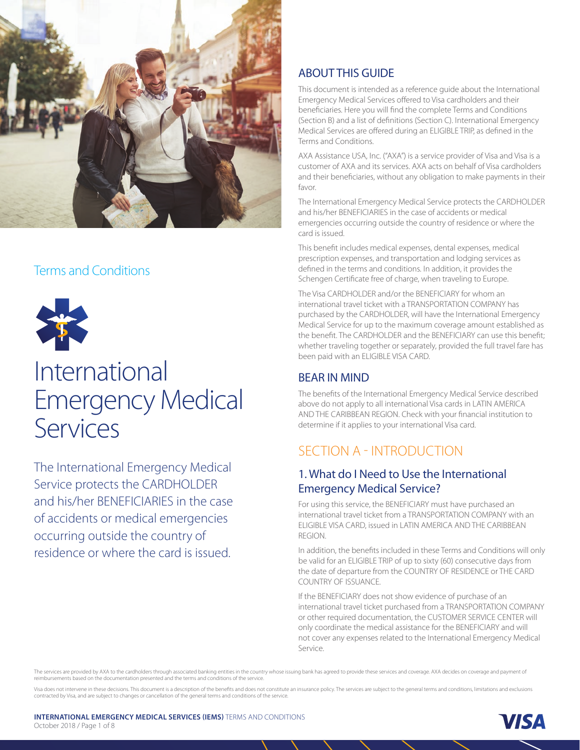Terms and Conditions

# International Emergency Medical Services

The International Emergency Medical Service protects the CARDHOLDER and his/her BENEFICIARIES in the case of accidents or medical emergencies occurring outside the country of residence or where the card is issued.

## ABOUT THIS GUIDE

This document is intended as a reference guide about the International Emergency Medical Services offered to Visa cardholders and their beneficiaries. Here you will find the complete Terms and Conditions (Section B) and a list of definitions (Section C). International Emergency Medical Services are offered during an ELIGIBLE TRIP, as defined in the Terms and Conditions.

AXA Assistance USA, Inc. ("AXA") is a service provider of Visa and Visa is a customer of AXA and its services. AXA acts on behalf of Visa cardholders and their beneficiaries, without any obligation to make payments in their favor.

The International Emergency Medical Service protects the CARDHOLDER and his/her BENEFICIARIES in the case of accidents or medical emergencies occurring outside the country of residence or where the card is issued.

This benefit includes medical expenses, dental expenses, medical prescription expenses, and transportation and lodging services as defined in the terms and conditions. In addition, it provides the Schengen Certificate free of charge, when traveling to Europe.

The Visa CARDHOLDER and/or the BENEFICIARY for whom an international travel ticket with a TRANSPORTATION COMPANY has purchased by the CARDHOLDER, will have the International Emergency Medical Service for up to the maximum coverage amount established as the benefit. The CARDHOLDER and the BENEFICIARY can use this benefit; whether traveling together or separately, provided the full travel fare has been paid with an ELIGIBLE VISA CARD.

## BEAR IN MIND

The benefits of the International Emergency Medical Service described above do not apply to all international Visa cards in LATIN AMERICA AND THE CARIBBEAN REGION. Check with your financial institution to determine if it applies to your international Visa card.

## SECTION A - INTRODUCTION

### 1. What do I Need to Use the International Emergency Medical Service?

For using this service, the BENEFICIARY must have purchased an international travel ticket from a TRANSPORTATION COMPANY with an ELIGIBLE VISA CARD, issued in LATIN AMERICA AND THE CARIBBEAN REGION.

In addition, the benefits included in these Terms and Conditions will only be valid for an ELIGIBLE TRIP of up to sixty (60) consecutive days from the date of departure from the COUNTRY OF RESIDENCE or THE CARD COUNTRY OF ISSUANCE.

If the BENEFICIARY does not show evidence of purchase of an international travel ticket purchased from a TRANSPORTATION COMPANY or other required documentation, the CUSTOMER SERVICE CENTER will only coordinate the medical assistance for the BENEFICIARY and will not cover any expenses related to the International Emergency Medical Service.

The services are provided by AXA to the cardholders through associated banking entities in the country whose issuing bank has agreed to provide these services and coverage. AXA decides on coverage and payment of reimbursements based on the documentation presented and the terms and conditions of the service.

Visa does not intervene in these decisions. This document is a description of the benefits and does not constitute an insurance policy. The services are subject to the general terms and conditions, limitations and exclusions contracted by Visa, and are subject to changes or cancellation of the general terms and conditions of the service.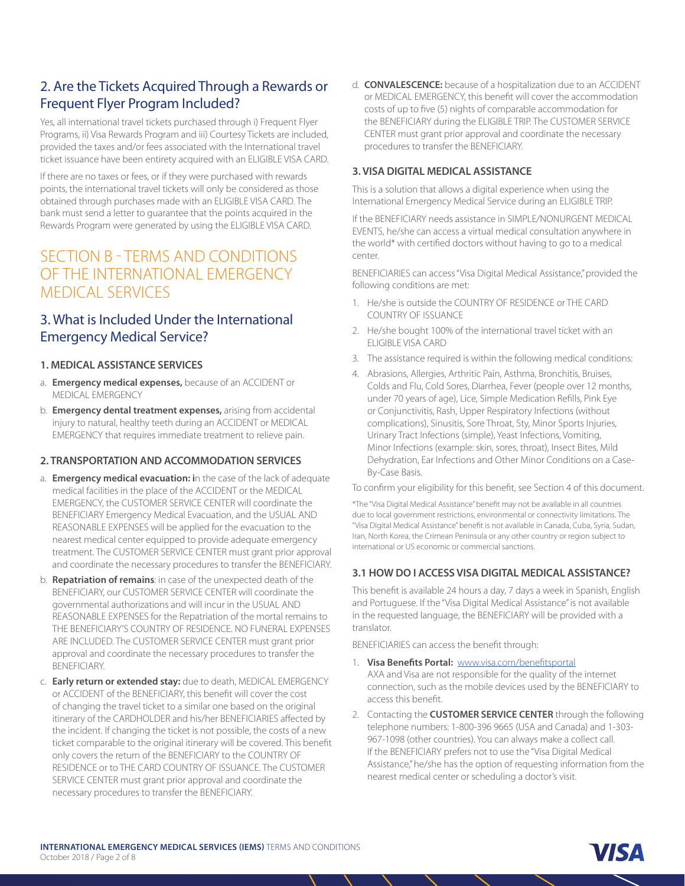## 2. Are the Tickets Acquired Through a Rewards or Frequent Flyer Program Included?

Yes, all international travel tickets purchased through i) Frequent Flyer Programs, ii) Visa Rewards Program and iii) Courtesy Tickets are included, provided the taxes and/or fees associated with the International travel ticket issuance have been entirety acquired with an ELIGIBLE VISA CARD.

If there are no taxes or fees, or if they were purchased with rewards points, the international travel tickets will only be considered as those obtained through purchases made with an ELIGIBLE VISA CARD. The bank must send a letter to guarantee that the points acquired in the Rewards Program were generated by using the ELIGIBLE VISA CARD.

# SECTION B - TERMS AND CONDITIONS OF THE INTERNATIONAL EMERGENCY MEDICAL SERVICES

## 3. What is Included Under the International Emergency Medical Service?

### 1. MEDICAL ASSISTANCE SERVICES

a. **Emergency medical expenses,** because of an ACCIDENT or MEDICAL EMERGENCY

b. **Emergency dental treatment expenses,** arising from accidental injury to natural, healthy teeth during an ACCIDENT or MEDICAL EMERGENCY that requires immediate treatment to relieve pain.

### 2. TRANSPORTATION AND ACCOMMODATION SERVICES

a. **Emergency medical evacuation: i**n the case of the lack of adequate medical facilities in the place of the ACCIDENT or the MEDICAL EMERGENCY, the CUSTOMER SERVICE CENTER will coordinate the BENEFICIARY Emergency Medical Evacuation, and the USUAL AND REASONABLE EXPENSES will be applied for the evacuation to the nearest medical center equipped to provide adequate emergency treatment. The CUSTOMER SERVICE CENTER must grant prior approval and coordinate the necessary procedures to transfer the BENEFICIARY.

b. **Repatriation of remains**: in case of the unexpected death of the BENEFICIARY, our CUSTOMER SERVICE CENTER will coordinate the governmental authorizations and will incur in the USUAL AND REASONABLE EXPENSES for the Repatriation of the mortal remains to THE BENEFICIARY'S COUNTRY OF RESIDENCE. NO FUNERAL EXPENSES ARE INCLUDED. The CUSTOMER SERVICE CENTER must grant prior approval and coordinate the necessary procedures to transfer the BENEFICIARY.

c. **Early return or extended stay:** due to death, MEDICAL EMERGENCY or ACCIDENT of the BENEFICIARY, this benefit will cover the cost of changing the travel ticket to a similar one based on the original itinerary of the CARDHOLDER and his/her BENEFICIARIES affected by the incident. If changing the ticket is not possible, the costs of a new ticket comparable to the original itinerary will be covered. This benefit only covers the return of the BENEFICIARY to the COUNTRY OF RESIDENCE or to THE CARD COUNTRY OF ISSUANCE. The CUSTOMER SERVICE CENTER must grant prior approval and coordinate the necessary procedures to transfer the BENEFICIARY.

d. **CONVALESCENCE:** because of a hospitalization due to an ACCIDENT or MEDICAL EMERGENCY, this benefit will cover the accommodation costs of up to five (5) nights of comparable accommodation for the BENEFICIARY during the ELIGIBLE TRIP. The CUSTOMER SERVICE CENTER must grant prior approval and coordinate the necessary procedures to transfer the BENEFICIARY.

### 3. VISA DIGITAL MEDICAL ASSISTANCE

This is a solution that allows a digital experience when using the International Emergency Medical Service during an ELIGIBLE TRIP.

If the BENEFICIARY needs assistance in SIMPLE/NONURGENT MEDICAL EVENTS, he/she can access a virtual medical consultation anywhere in the world* with certified doctors without having to go to a medical center.

BENEFICIARIES can access "Visa Digital Medical Assistance," provided the following conditions are met:

1. He/she is outside the COUNTRY OF RESIDENCE or THE CARD COUNTRY OF ISSUANCE
2. He/she bought 100% of the international travel ticket with an ELIGIBLE VISA CARD
3. The assistance required is within the following medical conditions:
4. Abrasions, Allergies, Arthritic Pain, Asthma, Bronchitis, Bruises, Colds and Flu, Cold Sores, Diarrhea, Fever (people over 12 months, under 70 years of age), Lice, Simple Medication Refills, Pink Eye or Conjunctivitis, Rash, Upper Respiratory Infections (without complications), Sinusitis, Sore Throat, Sty, Minor Sports Injuries, Urinary Tract Infections (simple), Yeast Infections, Vomiting, Minor Infections (example: skin, sores, throat), Insect Bites, Mild Dehydration, Ear Infections and Other Minor Conditions on a Case-By-Case Basis.

To confirm your eligibility for this benefit, see Section 4 of this document.

*The "Visa Digital Medical Assistance" benefit may not be available in all countries due to local government restrictions, environmental or connectivity limitations. The "Visa Digital Medical Assistance" benefit is not available in Canada, Cuba, Syria, Sudan, Iran, North Korea, the Crimean Peninsula or any other country or region subject to international or US economic or commercial sanctions.

### 3.1 HOW DO I ACCESS VISA DIGITAL MEDICAL ASSISTANCE?

This benefit is available 24 hours a day, 7 days a week in Spanish, English and Portuguese. If the "Visa Digital Medical Assistance" is not available in the requested language, the BENEFICIARY will be provided with a translator.

BENEFICIARIES can access the benefit through:

1. **Visa Benefits Portal:** www.visa.com/benefitsportal
   AXA and Visa are not responsible for the quality of the internet connection, such as the mobile devices used by the BENEFICIARY to access this benefit.
2. Contacting the **CUSTOMER SERVICE CENTER** through the following telephone numbers: 1-800-396 9665 (USA and Canada) and 1-303-967-1098 (other countries). You can always make a collect call.
   If the BENEFICIARY prefers not to use the "Visa Digital Medical Assistance," he/she has the option of requesting information from the nearest medical center or scheduling a doctor's visit.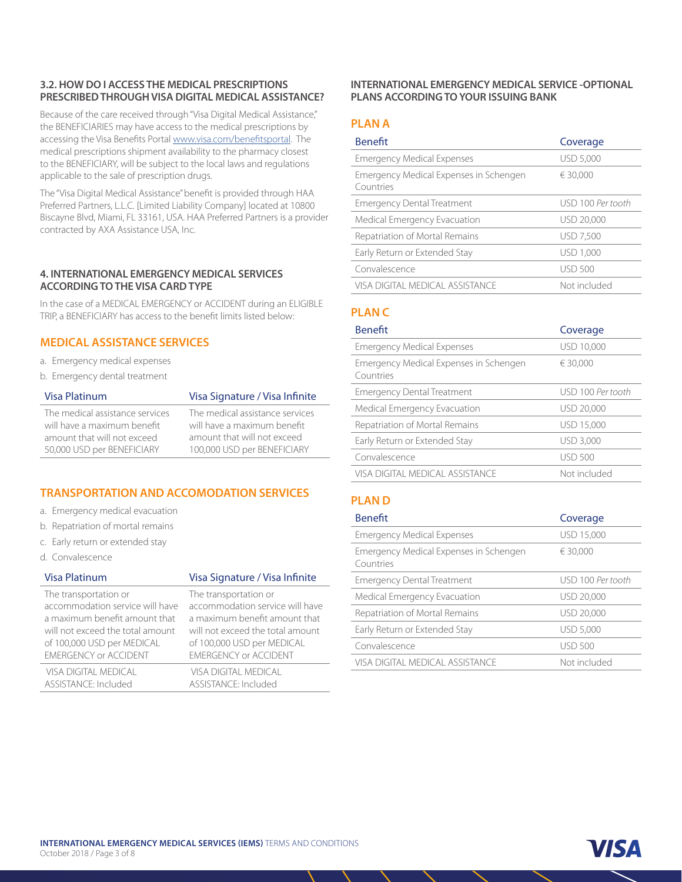### 3.2. HOW DO I ACCESS THE MEDICAL PRESCRIPTIONS PRESCRIBED THROUGH VISA DIGITAL MEDICAL ASSISTANCE?

Because of the care received through "Visa Digital Medical Assistance," the BENEFICIARIES may have access to the medical prescriptions by accessing the Visa Benefits Portal [www.visa.com/benefitsportal](http://www.visa.com/benefitsportal). The medical prescriptions shipment availability to the pharmacy closest to the BENEFICIARY, will be subject to the local laws and regulations applicable to the sale of prescription drugs.

The "Visa Digital Medical Assistance" benefit is provided through HAA Preferred Partners, L.L.C. [Limited Liability Company] located at 10800 Biscayne Blvd, Miami, FL 33161, USA. HAA Preferred Partners is a provider contracted by AXA Assistance USA, Inc.

### 4. INTERNATIONAL EMERGENCY MEDICAL SERVICES ACCORDING TO THE VISA CARD TYPE

In the case of a MEDICAL EMERGENCY or ACCIDENT during an ELIGIBLE TRIP, a BENEFICIARY has access to the benefit limits listed below:

## MEDICAL ASSISTANCE SERVICES

a. Emergency medical expenses
b. Emergency dental treatment

| Visa Platinum | Visa Signature / Visa Infinite |
|---|---|
| The medical assistance services will have a maximum benefit amount that will not exceed 50,000 USD per BENEFICIARY | The medical assistance services will have a maximum benefit amount that will not exceed 100,000 USD per BENEFICIARY |

## TRANSPORTATION AND ACCOMODATION SERVICES

a. Emergency medical evacuation
b. Repatriation of mortal remains
c. Early return or extended stay
d. Convalescence

| Visa Platinum | Visa Signature / Visa Infinite |
|---|---|
| The transportation or accommodation service will have a maximum benefit amount that will not exceed the total amount of 100,000 USD per MEDICAL EMERGENCY or ACCIDENT | The transportation or accommodation service will have a maximum benefit amount that will not exceed the total amount of 100,000 USD per MEDICAL EMERGENCY or ACCIDENT |
| VISA DIGITAL MEDICAL ASSISTANCE: Included | VISA DIGITAL MEDICAL ASSISTANCE: Included |

### INTERNATIONAL EMERGENCY MEDICAL SERVICE -OPTIONAL PLANS ACCORDING TO YOUR ISSUING BANK

## PLAN A

| Benefit | Coverage |
|---|---|
| Emergency Medical Expenses | USD 5,000 |
| Emergency Medical Expenses in Schengen Countries | € 30,000 |
| Emergency Dental Treatment | USD 100 *Per tooth* |
| Medical Emergency Evacuation | USD 20,000 |
| Repatriation of Mortal Remains | USD 7,500 |
| Early Return or Extended Stay | USD 1,000 |
| Convalescence | USD 500 |
| VISA DIGITAL MEDICAL ASSISTANCE | Not included |

## PLAN C

| Benefit | Coverage |
|---|---|
| Emergency Medical Expenses | USD 10,000 |
| Emergency Medical Expenses in Schengen Countries | € 30,000 |
| Emergency Dental Treatment | USD 100 *Per tooth* |
| Medical Emergency Evacuation | USD 20,000 |
| Repatriation of Mortal Remains | USD 15,000 |
| Early Return or Extended Stay | USD 3,000 |
| Convalescence | USD 500 |
| VISA DIGITAL MEDICAL ASSISTANCE | Not included |

## PLAN D

| Benefit | Coverage |
|---|---|
| Emergency Medical Expenses | USD 15,000 |
| Emergency Medical Expenses in Schengen Countries | € 30,000 |
| Emergency Dental Treatment | USD 100 *Per tooth* |
| Medical Emergency Evacuation | USD 20,000 |
| Repatriation of Mortal Remains | USD 20,000 |
| Early Return or Extended Stay | USD 5,000 |
| Convalescence | USD 500 |
| VISA DIGITAL MEDICAL ASSISTANCE | Not included |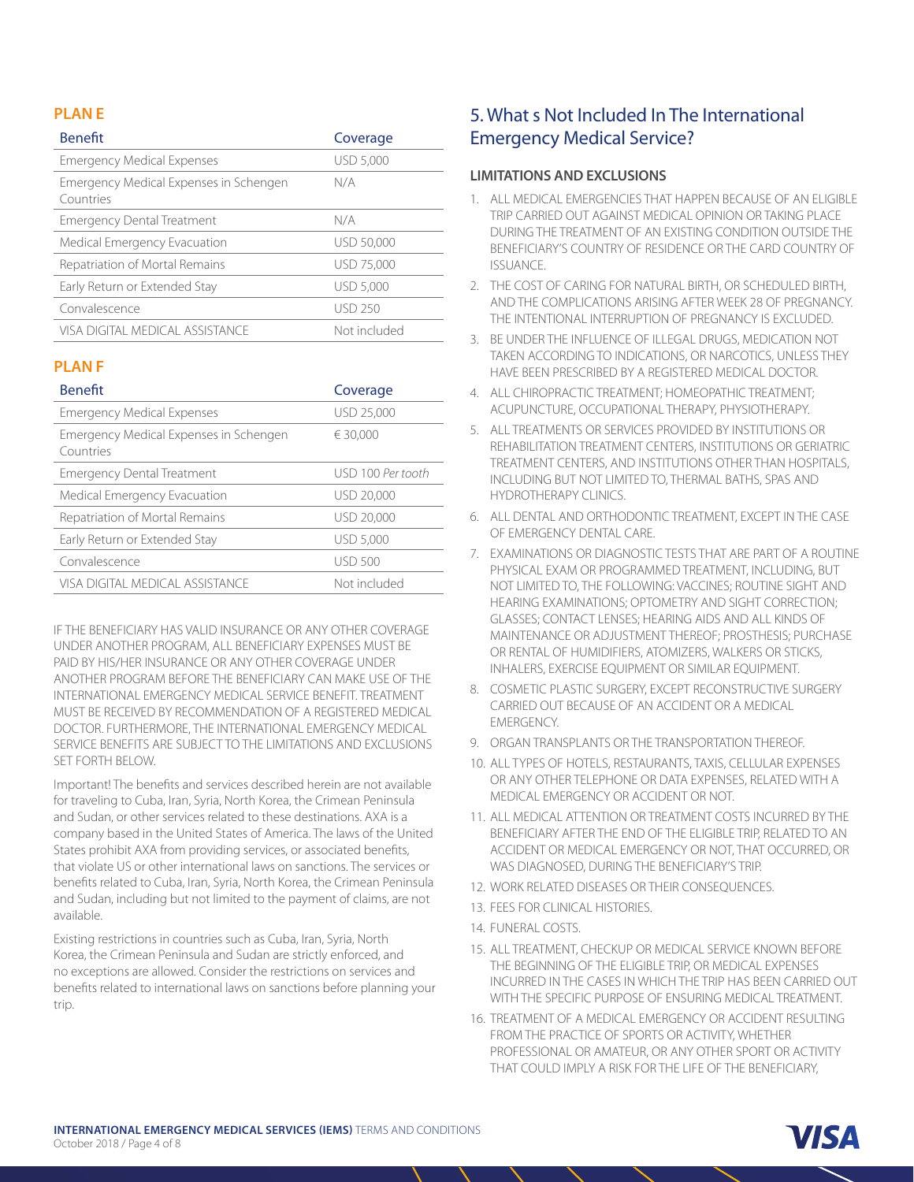## PLAN E

| Benefit | Coverage |
| --- | --- |
| Emergency Medical Expenses | USD 5,000 |
| Emergency Medical Expenses in Schengen Countries | N/A |
| Emergency Dental Treatment | N/A |
| Medical Emergency Evacuation | USD 50,000 |
| Repatriation of Mortal Remains | USD 75,000 |
| Early Return or Extended Stay | USD 5,000 |
| Convalescence | USD 250 |
| VISA DIGITAL MEDICAL ASSISTANCE | Not included |

## PLAN F

| Benefit | Coverage |
| --- | --- |
| Emergency Medical Expenses | USD 25,000 |
| Emergency Medical Expenses in Schengen Countries | € 30,000 |
| Emergency Dental Treatment | USD 100 *Per tooth* |
| Medical Emergency Evacuation | USD 20,000 |
| Repatriation of Mortal Remains | USD 20,000 |
| Early Return or Extended Stay | USD 5,000 |
| Convalescence | USD 500 |
| VISA DIGITAL MEDICAL ASSISTANCE | Not included |

IF THE BENEFICIARY HAS VALID INSURANCE OR ANY OTHER COVERAGE UNDER ANOTHER PROGRAM, ALL BENEFICIARY EXPENSES MUST BE PAID BY HIS/HER INSURANCE OR ANY OTHER COVERAGE UNDER ANOTHER PROGRAM BEFORE THE BENEFICIARY CAN MAKE USE OF THE INTERNATIONAL EMERGENCY MEDICAL SERVICE BENEFIT. TREATMENT MUST BE RECEIVED BY RECOMMENDATION OF A REGISTERED MEDICAL DOCTOR. FURTHERMORE, THE INTERNATIONAL EMERGENCY MEDICAL SERVICE BENEFITS ARE SUBJECT TO THE LIMITATIONS AND EXCLUSIONS SET FORTH BELOW.

Important! The benefits and services described herein are not available for traveling to Cuba, Iran, Syria, North Korea, the Crimean Peninsula and Sudan, or other services related to these destinations. AXA is a company based in the United States of America. The laws of the United States prohibit AXA from providing services, or associated benefits, that violate US or other international laws on sanctions. The services or benefits related to Cuba, Iran, Syria, North Korea, the Crimean Peninsula and Sudan, including but not limited to the payment of claims, are not available.

Existing restrictions in countries such as Cuba, Iran, Syria, North Korea, the Crimean Peninsula and Sudan are strictly enforced, and no exceptions are allowed. Consider the restrictions on services and benefits related to international laws on sanctions before planning your trip.

## 5. What s Not Included In The International Emergency Medical Service?

### LIMITATIONS AND EXCLUSIONS

1. ALL MEDICAL EMERGENCIES THAT HAPPEN BECAUSE OF AN ELIGIBLE TRIP CARRIED OUT AGAINST MEDICAL OPINION OR TAKING PLACE DURING THE TREATMENT OF AN EXISTING CONDITION OUTSIDE THE BENEFICIARY'S COUNTRY OF RESIDENCE OR THE CARD COUNTRY OF ISSUANCE.
2. THE COST OF CARING FOR NATURAL BIRTH, OR SCHEDULED BIRTH, AND THE COMPLICATIONS ARISING AFTER WEEK 28 OF PREGNANCY. THE INTENTIONAL INTERRUPTION OF PREGNANCY IS EXCLUDED.
3. BE UNDER THE INFLUENCE OF ILLEGAL DRUGS, MEDICATION NOT TAKEN ACCORDING TO INDICATIONS, OR NARCOTICS, UNLESS THEY HAVE BEEN PRESCRIBED BY A REGISTERED MEDICAL DOCTOR.
4. ALL CHIROPRACTIC TREATMENT; HOMEOPATHIC TREATMENT; ACUPUNCTURE, OCCUPATIONAL THERAPY, PHYSIOTHERAPY.
5. ALL TREATMENTS OR SERVICES PROVIDED BY INSTITUTIONS OR REHABILITATION TREATMENT CENTERS, INSTITUTIONS OR GERIATRIC TREATMENT CENTERS, AND INSTITUTIONS OTHER THAN HOSPITALS, INCLUDING BUT NOT LIMITED TO, THERMAL BATHS, SPAS AND HYDROTHERAPY CLINICS.
6. ALL DENTAL AND ORTHODONTIC TREATMENT, EXCEPT IN THE CASE OF EMERGENCY DENTAL CARE.
7. EXAMINATIONS OR DIAGNOSTIC TESTS THAT ARE PART OF A ROUTINE PHYSICAL EXAM OR PROGRAMMED TREATMENT, INCLUDING, BUT NOT LIMITED TO, THE FOLLOWING: VACCINES; ROUTINE SIGHT AND HEARING EXAMINATIONS; OPTOMETRY AND SIGHT CORRECTION; GLASSES; CONTACT LENSES; HEARING AIDS AND ALL KINDS OF MAINTENANCE OR ADJUSTMENT THEREOF; PROSTHESIS; PURCHASE OR RENTAL OF HUMIDIFIERS, ATOMIZERS, WALKERS OR STICKS, INHALERS, EXERCISE EQUIPMENT OR SIMILAR EQUIPMENT.
8. COSMETIC PLASTIC SURGERY, EXCEPT RECONSTRUCTIVE SURGERY CARRIED OUT BECAUSE OF AN ACCIDENT OR A MEDICAL EMERGENCY.
9. ORGAN TRANSPLANTS OR THE TRANSPORTATION THEREOF.
10. ALL TYPES OF HOTELS, RESTAURANTS, TAXIS, CELLULAR EXPENSES OR ANY OTHER TELEPHONE OR DATA EXPENSES, RELATED WITH A MEDICAL EMERGENCY OR ACCIDENT OR NOT.
11. ALL MEDICAL ATTENTION OR TREATMENT COSTS INCURRED BY THE BENEFICIARY AFTER THE END OF THE ELIGIBLE TRIP, RELATED TO AN ACCIDENT OR MEDICAL EMERGENCY OR NOT, THAT OCCURRED, OR WAS DIAGNOSED, DURING THE BENEFICIARY'S TRIP.
12. WORK RELATED DISEASES OR THEIR CONSEQUENCES.
13. FEES FOR CLINICAL HISTORIES.
14. FUNERAL COSTS.
15. ALL TREATMENT, CHECKUP OR MEDICAL SERVICE KNOWN BEFORE THE BEGINNING OF THE ELIGIBLE TRIP, OR MEDICAL EXPENSES INCURRED IN THE CASES IN WHICH THE TRIP HAS BEEN CARRIED OUT WITH THE SPECIFIC PURPOSE OF ENSURING MEDICAL TREATMENT.
16. TREATMENT OF A MEDICAL EMERGENCY OR ACCIDENT RESULTING FROM THE PRACTICE OF SPORTS OR ACTIVITY, WHETHER PROFESSIONAL OR AMATEUR, OR ANY OTHER SPORT OR ACTIVITY THAT COULD IMPLY A RISK FOR THE LIFE OF THE BENEFICIARY,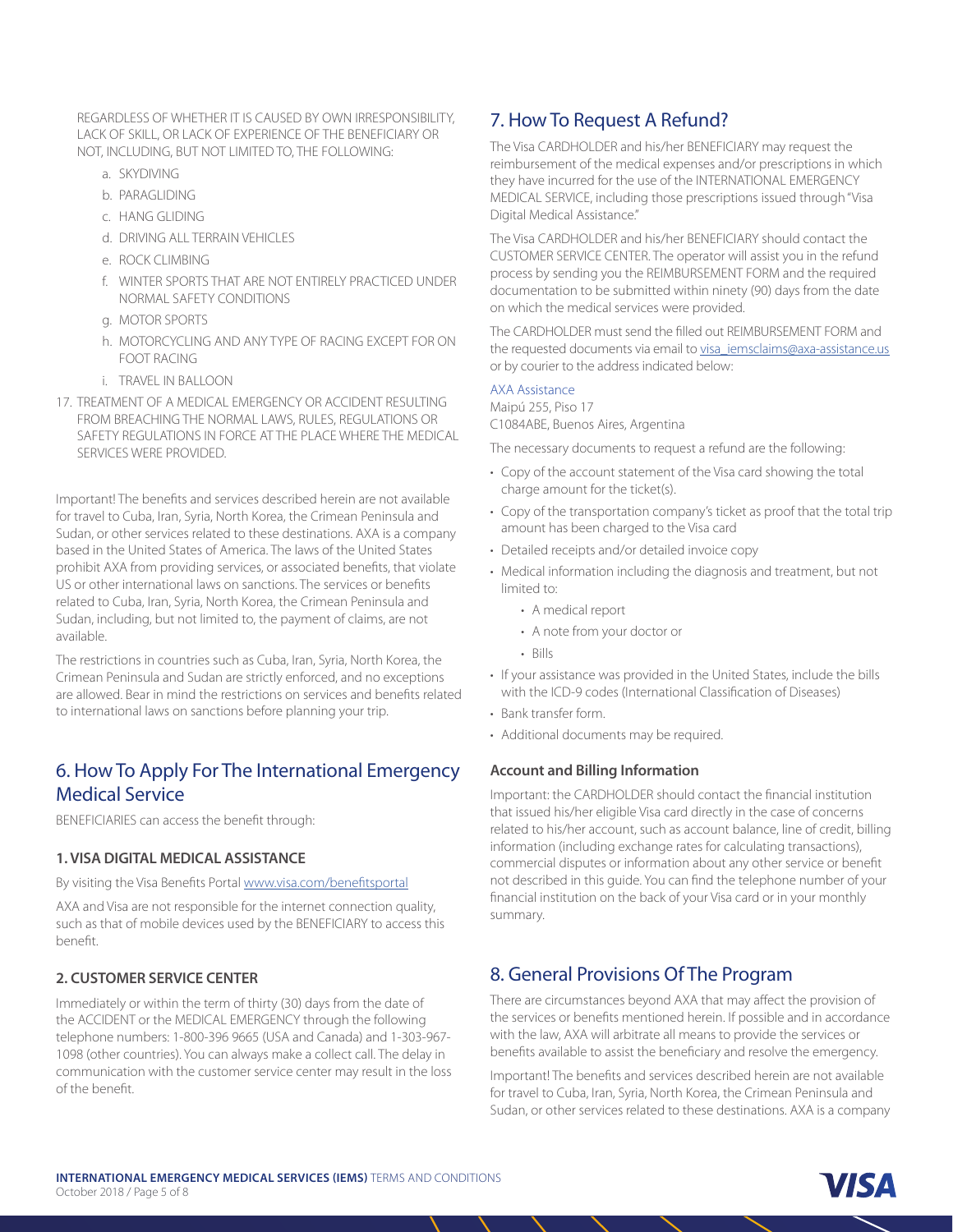REGARDLESS OF WHETHER IT IS CAUSED BY OWN IRRESPONSIBILITY, LACK OF SKILL, OR LACK OF EXPERIENCE OF THE BENEFICIARY OR NOT, INCLUDING, BUT NOT LIMITED TO, THE FOLLOWING:

a. SKYDIVING
b. PARAGLIDING
c. HANG GLIDING
d. DRIVING ALL TERRAIN VEHICLES
e. ROCK CLIMBING
f. WINTER SPORTS THAT ARE NOT ENTIRELY PRACTICED UNDER NORMAL SAFETY CONDITIONS
g. MOTOR SPORTS
h. MOTORCYCLING AND ANY TYPE OF RACING EXCEPT FOR ON FOOT RACING
i. TRAVEL IN BALLOON

17. TREATMENT OF A MEDICAL EMERGENCY OR ACCIDENT RESULTING FROM BREACHING THE NORMAL LAWS, RULES, REGULATIONS OR SAFETY REGULATIONS IN FORCE AT THE PLACE WHERE THE MEDICAL SERVICES WERE PROVIDED.

Important! The benefits and services described herein are not available for travel to Cuba, Iran, Syria, North Korea, the Crimean Peninsula and Sudan, or other services related to these destinations. AXA is a company based in the United States of America. The laws of the United States prohibit AXA from providing services, or associated benefits, that violate US or other international laws on sanctions. The services or benefits related to Cuba, Iran, Syria, North Korea, the Crimean Peninsula and Sudan, including, but not limited to, the payment of claims, are not available.

The restrictions in countries such as Cuba, Iran, Syria, North Korea, the Crimean Peninsula and Sudan are strictly enforced, and no exceptions are allowed. Bear in mind the restrictions on services and benefits related to international laws on sanctions before planning your trip.

## 6. How To Apply For The International Emergency Medical Service

BENEFICIARIES can access the benefit through:

### 1. VISA DIGITAL MEDICAL ASSISTANCE

By visiting the Visa Benefits Portal www.visa.com/benefitsportal

AXA and Visa are not responsible for the internet connection quality, such as that of mobile devices used by the BENEFICIARY to access this benefit.

### 2. CUSTOMER SERVICE CENTER

Immediately or within the term of thirty (30) days from the date of the ACCIDENT or the MEDICAL EMERGENCY through the following telephone numbers: 1-800-396 9665 (USA and Canada) and 1-303-967-1098 (other countries). You can always make a collect call. The delay in communication with the customer service center may result in the loss of the benefit.

## 7. How To Request A Refund?

The Visa CARDHOLDER and his/her BENEFICIARY may request the reimbursement of the medical expenses and/or prescriptions in which they have incurred for the use of the INTERNATIONAL EMERGENCY MEDICAL SERVICE, including those prescriptions issued through "Visa Digital Medical Assistance."

The Visa CARDHOLDER and his/her BENEFICIARY should contact the CUSTOMER SERVICE CENTER. The operator will assist you in the refund process by sending you the REIMBURSEMENT FORM and the required documentation to be submitted within ninety (90) days from the date on which the medical services were provided.

The CARDHOLDER must send the filled out REIMBURSEMENT FORM and the requested documents via email to visa_iemsclaims@axa-assistance.us or by courier to the address indicated below:

AXA Assistance
Maipú 255, Piso 17
C1084ABE, Buenos Aires, Argentina

The necessary documents to request a refund are the following:

- Copy of the account statement of the Visa card showing the total charge amount for the ticket(s).
- Copy of the transportation company's ticket as proof that the total trip amount has been charged to the Visa card
- Detailed receipts and/or detailed invoice copy
- Medical information including the diagnosis and treatment, but not limited to:
  - A medical report
  - A note from your doctor or
  - Bills
- If your assistance was provided in the United States, include the bills with the ICD-9 codes (International Classification of Diseases)
- Bank transfer form.
- Additional documents may be required.

### Account and Billing Information

Important: the CARDHOLDER should contact the financial institution that issued his/her eligible Visa card directly in the case of concerns related to his/her account, such as account balance, line of credit, billing information (including exchange rates for calculating transactions), commercial disputes or information about any other service or benefit not described in this guide. You can find the telephone number of your financial institution on the back of your Visa card or in your monthly summary.

## 8. General Provisions Of The Program

There are circumstances beyond AXA that may affect the provision of the services or benefits mentioned herein. If possible and in accordance with the law, AXA will arbitrate all means to provide the services or benefits available to assist the beneficiary and resolve the emergency.

Important! The benefits and services described herein are not available for travel to Cuba, Iran, Syria, North Korea, the Crimean Peninsula and Sudan, or other services related to these destinations. AXA is a company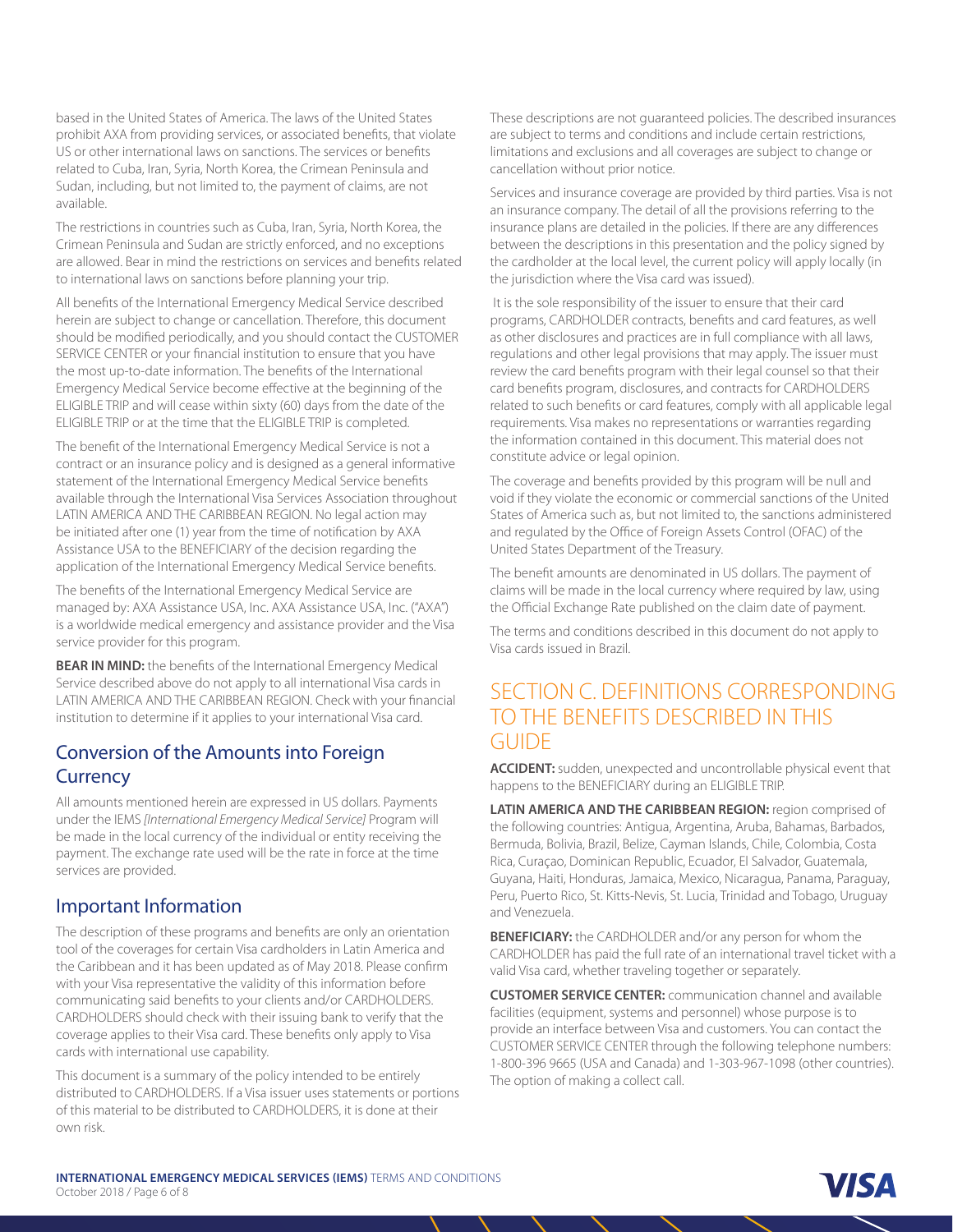based in the United States of America. The laws of the United States prohibit AXA from providing services, or associated benefits, that violate US or other international laws on sanctions. The services or benefits related to Cuba, Iran, Syria, North Korea, the Crimean Peninsula and Sudan, including, but not limited to, the payment of claims, are not available.

The restrictions in countries such as Cuba, Iran, Syria, North Korea, the Crimean Peninsula and Sudan are strictly enforced, and no exceptions are allowed. Bear in mind the restrictions on services and benefits related to international laws on sanctions before planning your trip.

All benefits of the International Emergency Medical Service described herein are subject to change or cancellation. Therefore, this document should be modified periodically, and you should contact the CUSTOMER SERVICE CENTER or your financial institution to ensure that you have the most up-to-date information. The benefits of the International Emergency Medical Service become effective at the beginning of the ELIGIBLE TRIP and will cease within sixty (60) days from the date of the ELIGIBLE TRIP or at the time that the ELIGIBLE TRIP is completed.

The benefit of the International Emergency Medical Service is not a contract or an insurance policy and is designed as a general informative statement of the International Emergency Medical Service benefits available through the International Visa Services Association throughout LATIN AMERICA AND THE CARIBBEAN REGION. No legal action may be initiated after one (1) year from the time of notification by AXA Assistance USA to the BENEFICIARY of the decision regarding the application of the International Emergency Medical Service benefits.

The benefits of the International Emergency Medical Service are managed by: AXA Assistance USA, Inc. AXA Assistance USA, Inc. ("AXA") is a worldwide medical emergency and assistance provider and the Visa service provider for this program.

**BEAR IN MIND:** the benefits of the International Emergency Medical Service described above do not apply to all international Visa cards in LATIN AMERICA AND THE CARIBBEAN REGION. Check with your financial institution to determine if it applies to your international Visa card.

## Conversion of the Amounts into Foreign Currency

All amounts mentioned herein are expressed in US dollars. Payments under the IEMS *[International Emergency Medical Service]* Program will be made in the local currency of the individual or entity receiving the payment. The exchange rate used will be the rate in force at the time services are provided.

## Important Information

The description of these programs and benefits are only an orientation tool of the coverages for certain Visa cardholders in Latin America and the Caribbean and it has been updated as of May 2018. Please confirm with your Visa representative the validity of this information before communicating said benefits to your clients and/or CARDHOLDERS. CARDHOLDERS should check with their issuing bank to verify that the coverage applies to their Visa card. These benefits only apply to Visa cards with international use capability.

This document is a summary of the policy intended to be entirely distributed to CARDHOLDERS. If a Visa issuer uses statements or portions of this material to be distributed to CARDHOLDERS, it is done at their own risk.

These descriptions are not guaranteed policies. The described insurances are subject to terms and conditions and include certain restrictions, limitations and exclusions and all coverages are subject to change or cancellation without prior notice.

Services and insurance coverage are provided by third parties. Visa is not an insurance company. The detail of all the provisions referring to the insurance plans are detailed in the policies. If there are any differences between the descriptions in this presentation and the policy signed by the cardholder at the local level, the current policy will apply locally (in the jurisdiction where the Visa card was issued).

It is the sole responsibility of the issuer to ensure that their card programs, CARDHOLDER contracts, benefits and card features, as well as other disclosures and practices are in full compliance with all laws, regulations and other legal provisions that may apply. The issuer must review the card benefits program with their legal counsel so that their card benefits program, disclosures, and contracts for CARDHOLDERS related to such benefits or card features, comply with all applicable legal requirements. Visa makes no representations or warranties regarding the information contained in this document. This material does not constitute advice or legal opinion.

The coverage and benefits provided by this program will be null and void if they violate the economic or commercial sanctions of the United States of America such as, but not limited to, the sanctions administered and regulated by the Office of Foreign Assets Control (OFAC) of the United States Department of the Treasury.

The benefit amounts are denominated in US dollars. The payment of claims will be made in the local currency where required by law, using the Official Exchange Rate published on the claim date of payment.

The terms and conditions described in this document do not apply to Visa cards issued in Brazil.

# SECTION C. DEFINITIONS CORRESPONDING TO THE BENEFITS DESCRIBED IN THIS GUIDE

**ACCIDENT:** sudden, unexpected and uncontrollable physical event that happens to the BENEFICIARY during an ELIGIBLE TRIP.

**LATIN AMERICA AND THE CARIBBEAN REGION:** region comprised of the following countries: Antigua, Argentina, Aruba, Bahamas, Barbados, Bermuda, Bolivia, Brazil, Belize, Cayman Islands, Chile, Colombia, Costa Rica, Curaçao, Dominican Republic, Ecuador, El Salvador, Guatemala, Guyana, Haiti, Honduras, Jamaica, Mexico, Nicaragua, Panama, Paraguay, Peru, Puerto Rico, St. Kitts-Nevis, St. Lucia, Trinidad and Tobago, Uruguay and Venezuela.

**BENEFICIARY:** the CARDHOLDER and/or any person for whom the CARDHOLDER has paid the full rate of an international travel ticket with a valid Visa card, whether traveling together or separately.

**CUSTOMER SERVICE CENTER:** communication channel and available facilities (equipment, systems and personnel) whose purpose is to provide an interface between Visa and customers. You can contact the CUSTOMER SERVICE CENTER through the following telephone numbers: 1-800-396 9665 (USA and Canada) and 1-303-967-1098 (other countries). The option of making a collect call.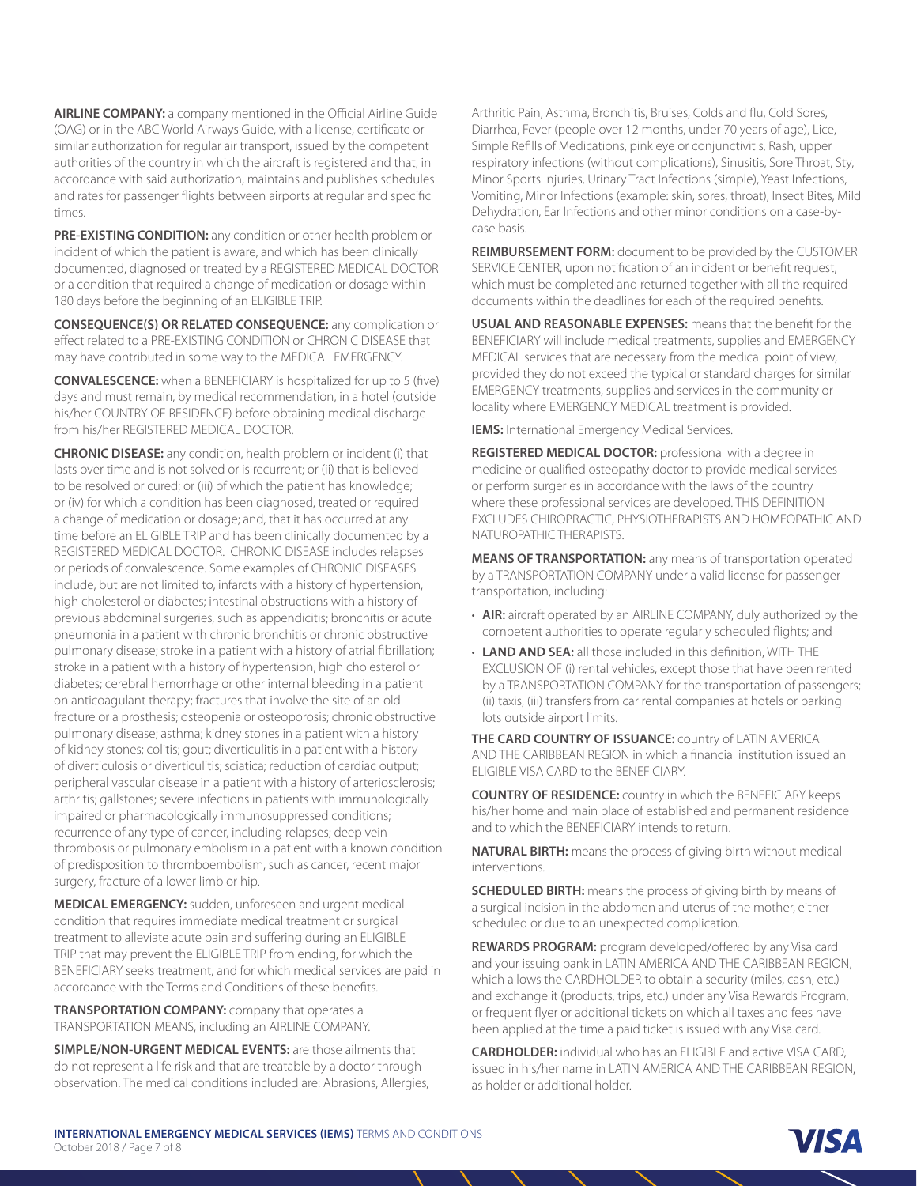**AIRLINE COMPANY:** a company mentioned in the Official Airline Guide (OAG) or in the ABC World Airways Guide, with a license, certificate or similar authorization for regular air transport, issued by the competent authorities of the country in which the aircraft is registered and that, in accordance with said authorization, maintains and publishes schedules and rates for passenger flights between airports at regular and specific times.

**PRE-EXISTING CONDITION:** any condition or other health problem or incident of which the patient is aware, and which has been clinically documented, diagnosed or treated by a REGISTERED MEDICAL DOCTOR or a condition that required a change of medication or dosage within 180 days before the beginning of an ELIGIBLE TRIP.

**CONSEQUENCE(S) OR RELATED CONSEQUENCE:** any complication or effect related to a PRE-EXISTING CONDITION or CHRONIC DISEASE that may have contributed in some way to the MEDICAL EMERGENCY.

**CONVALESCENCE:** when a BENEFICIARY is hospitalized for up to 5 (five) days and must remain, by medical recommendation, in a hotel (outside his/her COUNTRY OF RESIDENCE) before obtaining medical discharge from his/her REGISTERED MEDICAL DOCTOR.

**CHRONIC DISEASE:** any condition, health problem or incident (i) that lasts over time and is not solved or is recurrent; or (ii) that is believed to be resolved or cured; or (iii) of which the patient has knowledge; or (iv) for which a condition has been diagnosed, treated or required a change of medication or dosage; and, that it has occurred at any time before an ELIGIBLE TRIP and has been clinically documented by a REGISTERED MEDICAL DOCTOR. CHRONIC DISEASE includes relapses or periods of convalescence. Some examples of CHRONIC DISEASES include, but are not limited to, infarcts with a history of hypertension, high cholesterol or diabetes; intestinal obstructions with a history of previous abdominal surgeries, such as appendicitis; bronchitis or acute pneumonia in a patient with chronic bronchitis or chronic obstructive pulmonary disease; stroke in a patient with a history of atrial fibrillation; stroke in a patient with a history of hypertension, high cholesterol or diabetes; cerebral hemorrhage or other internal bleeding in a patient on anticoagulant therapy; fractures that involve the site of an old fracture or a prosthesis; osteopenia or osteoporosis; chronic obstructive pulmonary disease; asthma; kidney stones in a patient with a history of kidney stones; colitis; gout; diverticulitis in a patient with a history of diverticulosis or diverticulitis; sciatica; reduction of cardiac output; peripheral vascular disease in a patient with a history of arteriosclerosis; arthritis; gallstones; severe infections in patients with immunologically impaired or pharmacologically immunosuppressed conditions; recurrence of any type of cancer, including relapses; deep vein thrombosis or pulmonary embolism in a patient with a known condition of predisposition to thromboembolism, such as cancer, recent major surgery, fracture of a lower limb or hip.

**MEDICAL EMERGENCY:** sudden, unforeseen and urgent medical condition that requires immediate medical treatment or surgical treatment to alleviate acute pain and suffering during an ELIGIBLE TRIP that may prevent the ELIGIBLE TRIP from ending, for which the BENEFICIARY seeks treatment, and for which medical services are paid in accordance with the Terms and Conditions of these benefits.

**TRANSPORTATION COMPANY:** company that operates a TRANSPORTATION MEANS, including an AIRLINE COMPANY.

**SIMPLE/NON-URGENT MEDICAL EVENTS:** are those ailments that do not represent a life risk and that are treatable by a doctor through observation. The medical conditions included are: Abrasions, Allergies, Arthritic Pain, Asthma, Bronchitis, Bruises, Colds and flu, Cold Sores, Diarrhea, Fever (people over 12 months, under 70 years of age), Lice, Simple Refills of Medications, pink eye or conjunctivitis, Rash, upper respiratory infections (without complications), Sinusitis, Sore Throat, Sty, Minor Sports Injuries, Urinary Tract Infections (simple), Yeast Infections, Vomiting, Minor Infections (example: skin, sores, throat), Insect Bites, Mild Dehydration, Ear Infections and other minor conditions on a case-by-case basis.

**REIMBURSEMENT FORM:** document to be provided by the CUSTOMER SERVICE CENTER, upon notification of an incident or benefit request, which must be completed and returned together with all the required documents within the deadlines for each of the required benefits.

**USUAL AND REASONABLE EXPENSES:** means that the benefit for the BENEFICIARY will include medical treatments, supplies and EMERGENCY MEDICAL services that are necessary from the medical point of view, provided they do not exceed the typical or standard charges for similar EMERGENCY treatments, supplies and services in the community or locality where EMERGENCY MEDICAL treatment is provided.

**IEMS:** International Emergency Medical Services.

**REGISTERED MEDICAL DOCTOR:** professional with a degree in medicine or qualified osteopathy doctor to provide medical services or perform surgeries in accordance with the laws of the country where these professional services are developed. THIS DEFINITION EXCLUDES CHIROPRACTIC, PHYSIOTHERAPISTS AND HOMEOPATHIC AND NATUROPATHIC THERAPISTS.

**MEANS OF TRANSPORTATION:** any means of transportation operated by a TRANSPORTATION COMPANY under a valid license for passenger transportation, including:

- **AIR:** aircraft operated by an AIRLINE COMPANY, duly authorized by the competent authorities to operate regularly scheduled flights; and
- **LAND AND SEA:** all those included in this definition, WITH THE EXCLUSION OF (i) rental vehicles, except those that have been rented by a TRANSPORTATION COMPANY for the transportation of passengers; (ii) taxis, (iii) transfers from car rental companies at hotels or parking lots outside airport limits.

**THE CARD COUNTRY OF ISSUANCE:** country of LATIN AMERICA AND THE CARIBBEAN REGION in which a financial institution issued an ELIGIBLE VISA CARD to the BENEFICIARY.

**COUNTRY OF RESIDENCE:** country in which the BENEFICIARY keeps his/her home and main place of established and permanent residence and to which the BENEFICIARY intends to return.

**NATURAL BIRTH:** means the process of giving birth without medical interventions.

**SCHEDULED BIRTH:** means the process of giving birth by means of a surgical incision in the abdomen and uterus of the mother, either scheduled or due to an unexpected complication.

**REWARDS PROGRAM:** program developed/offered by any Visa card and your issuing bank in LATIN AMERICA AND THE CARIBBEAN REGION, which allows the CARDHOLDER to obtain a security (miles, cash, etc.) and exchange it (products, trips, etc.) under any Visa Rewards Program, or frequent flyer or additional tickets on which all taxes and fees have been applied at the time a paid ticket is issued with any Visa card.

**CARDHOLDER:** individual who has an ELIGIBLE and active VISA CARD, issued in his/her name in LATIN AMERICA AND THE CARIBBEAN REGION, as holder or additional holder.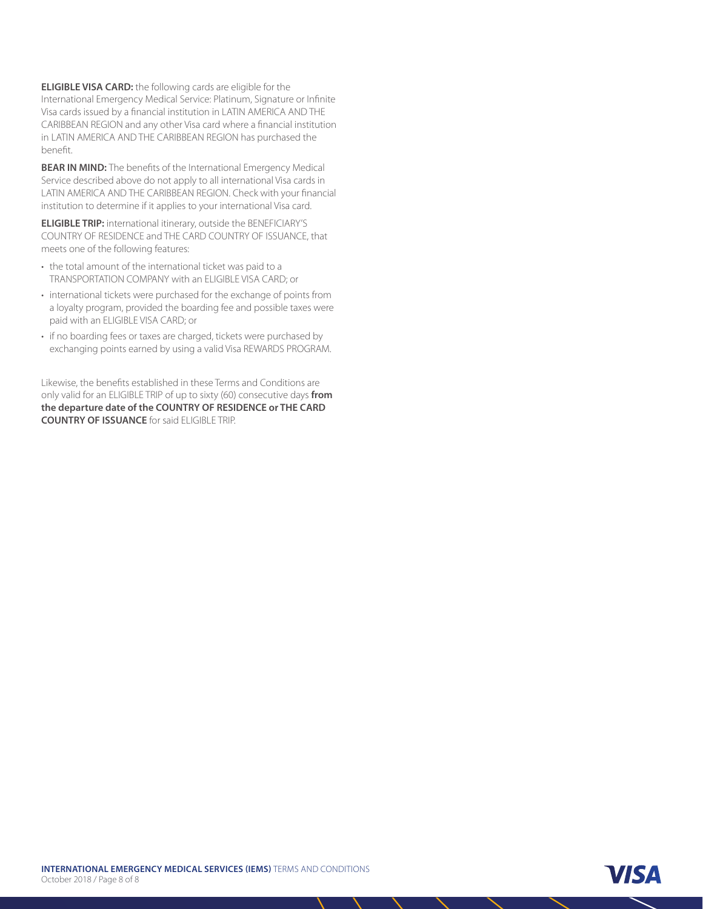**ELIGIBLE VISA CARD:** the following cards are eligible for the International Emergency Medical Service: Platinum, Signature or Infinite Visa cards issued by a financial institution in LATIN AMERICA AND THE CARIBBEAN REGION and any other Visa card where a financial institution in LATIN AMERICA AND THE CARIBBEAN REGION has purchased the benefit.

**BEAR IN MIND:** The benefits of the International Emergency Medical Service described above do not apply to all international Visa cards in LATIN AMERICA AND THE CARIBBEAN REGION. Check with your financial institution to determine if it applies to your international Visa card.

**ELIGIBLE TRIP:** international itinerary, outside the BENEFICIARY'S COUNTRY OF RESIDENCE and THE CARD COUNTRY OF ISSUANCE, that meets one of the following features:

- the total amount of the international ticket was paid to a TRANSPORTATION COMPANY with an ELIGIBLE VISA CARD; or
- international tickets were purchased for the exchange of points from a loyalty program, provided the boarding fee and possible taxes were paid with an ELIGIBLE VISA CARD; or
- if no boarding fees or taxes are charged, tickets were purchased by exchanging points earned by using a valid Visa REWARDS PROGRAM.

Likewise, the benefits established in these Terms and Conditions are only valid for an ELIGIBLE TRIP of up to sixty (60) consecutive days **from the departure date of the COUNTRY OF RESIDENCE or THE CARD COUNTRY OF ISSUANCE** for said ELIGIBLE TRIP.